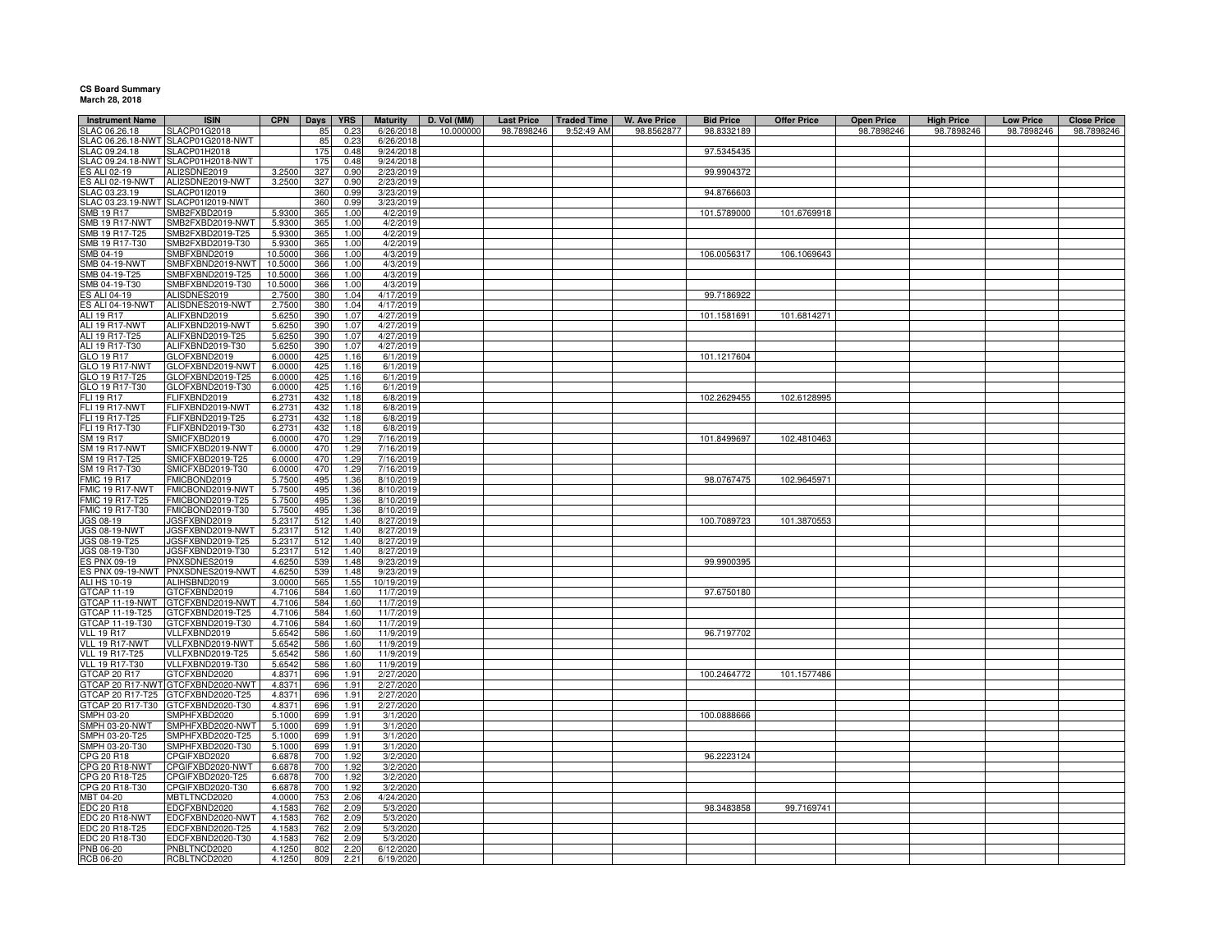**CS Board Summary**
**March 28, 2018**

| Instrument Name | ISIN | CPN | Days | YRS | Maturity | D. Vol (MM) | Last Price | Traded Time | W. Ave Price | Bid Price | Offer Price | Open Price | High Price | Low Price | Close Price |
|---|---|---|---|---|---|---|---|---|---|---|---|---|---|---|---|
| SLAC 06.26.18 | SLACP01G2018 | | 85 | 0.23 | 6/26/2018 | 10.000000 | 98.7898246 | 9:52:49 AM | 98.8562877 | 98.8332189 | | 98.7898246 | 98.7898246 | 98.7898246 | 98.7898246 |
| SLAC 06.26.18-NWT | SLACP01G2018-NWT | | 85 | 0.23 | 6/26/2018 | | | | | | | | | | |
| SLAC 09.24.18 | SLACP01H2018 | | 175 | 0.48 | 9/24/2018 | | | | | 97.5345435 | | | | | |
| SLAC 09.24.18-NWT | SLACP01H2018-NWT | | 175 | 0.48 | 9/24/2018 | | | | | | | | | | |
| ES ALI 02-19 | ALI2SDNE2019 | 3.2500 | 327 | 0.90 | 2/23/2019 | | | | | 99.9904372 | | | | | |
| ES ALI 02-19-NWT | ALI2SDNE2019-NWT | 3.2500 | 327 | 0.90 | 2/23/2019 | | | | | | | | | | |
| SLAC 03.23.19 | SLACP01I2019 | | 360 | 0.99 | 3/23/2019 | | | | | 94.8766603 | | | | | |
| SLAC 03.23.19-NWT | SLACP01I2019-NWT | | 360 | 0.99 | 3/23/2019 | | | | | | | | | | |
| SMB 19 R17 | SMB2FXBD2019 | 5.9300 | 365 | 1.00 | 4/2/2019 | | | | | 101.5789000 | 101.6769918 | | | | |
| SMB 19 R17-NWT | SMB2FXBD2019-NWT | 5.9300 | 365 | 1.00 | 4/2/2019 | | | | | | | | | | |
| SMB 19 R17-T25 | SMB2FXBD2019-T25 | 5.9300 | 365 | 1.00 | 4/2/2019 | | | | | | | | | | |
| SMB 19 R17-T30 | SMB2FXBD2019-T30 | 5.9300 | 365 | 1.00 | 4/2/2019 | | | | | | | | | | |
| SMB 04-19 | SMBFXBND2019 | 10.5000 | 366 | 1.00 | 4/3/2019 | | | | | 106.0056317 | 106.1069643 | | | | |
| SMB 04-19-NWT | SMBFXBND2019-NWT | 10.5000 | 366 | 1.00 | 4/3/2019 | | | | | | | | | | |
| SMB 04-19-T25 | SMBFXBND2019-T25 | 10.5000 | 366 | 1.00 | 4/3/2019 | | | | | | | | | | |
| SMB 04-19-T30 | SMBFXBND2019-T30 | 10.5000 | 366 | 1.00 | 4/3/2019 | | | | | | | | | | |
| ES ALI 04-19 | ALISDNES2019 | 2.7500 | 380 | 1.04 | 4/17/2019 | | | | | 99.7186922 | | | | | |
| ES ALI 04-19-NWT | ALISDNES2019-NWT | 2.7500 | 380 | 1.04 | 4/17/2019 | | | | | | | | | | |
| ALI 19 R17 | ALIFXBND2019 | 5.6250 | 390 | 1.07 | 4/27/2019 | | | | | 101.1581691 | 101.6814271 | | | | |
| ALI 19 R17-NWT | ALIFXBND2019-NWT | 5.6250 | 390 | 1.07 | 4/27/2019 | | | | | | | | | | |
| ALI 19 R17-T25 | ALIFXBND2019-T25 | 5.6250 | 390 | 1.07 | 4/27/2019 | | | | | | | | | | |
| ALI 19 R17-T30 | ALIFXBND2019-T30 | 5.6250 | 390 | 1.07 | 4/27/2019 | | | | | | | | | | |
| GLO 19 R17 | GLOFXBND2019 | 6.0000 | 425 | 1.16 | 6/1/2019 | | | | | 101.1217604 | | | | | |
| GLO 19 R17-NWT | GLOFXBND2019-NWT | 6.0000 | 425 | 1.16 | 6/1/2019 | | | | | | | | | | |
| GLO 19 R17-T25 | GLOFXBND2019-T25 | 6.0000 | 425 | 1.16 | 6/1/2019 | | | | | | | | | | |
| GLO 19 R17-T30 | GLOFXBND2019-T30 | 6.0000 | 425 | 1.16 | 6/1/2019 | | | | | | | | | | |
| FLI 19 R17 | FLIFXBND2019 | 6.2731 | 432 | 1.18 | 6/8/2019 | | | | | 102.2629455 | 102.6128995 | | | | |
| FLI 19 R17-NWT | FLIFXBND2019-NWT | 6.2731 | 432 | 1.18 | 6/8/2019 | | | | | | | | | | |
| FLI 19 R17-T25 | FLIFXBND2019-T25 | 6.2731 | 432 | 1.18 | 6/8/2019 | | | | | | | | | | |
| FLI 19 R17-T30 | FLIFXBND2019-T30 | 6.2731 | 432 | 1.18 | 6/8/2019 | | | | | | | | | | |
| SM 19 R17 | SMICFXBD2019 | 6.0000 | 470 | 1.29 | 7/16/2019 | | | | | 101.8499697 | 102.4810463 | | | | |
| SM 19 R17-NWT | SMICFXBD2019-NWT | 6.0000 | 470 | 1.29 | 7/16/2019 | | | | | | | | | | |
| SM 19 R17-T25 | SMICFXBD2019-T25 | 6.0000 | 470 | 1.29 | 7/16/2019 | | | | | | | | | | |
| SM 19 R17-T30 | SMICFXBD2019-T30 | 6.0000 | 470 | 1.29 | 7/16/2019 | | | | | | | | | | |
| FMIC 19 R17 | FMICBOND2019 | 5.7500 | 495 | 1.36 | 8/10/2019 | | | | | 98.0767475 | 102.9645971 | | | | |
| FMIC 19 R17-NWT | FMICBOND2019-NWT | 5.7500 | 495 | 1.36 | 8/10/2019 | | | | | | | | | | |
| FMIC 19 R17-T25 | FMICBOND2019-T25 | 5.7500 | 495 | 1.36 | 8/10/2019 | | | | | | | | | | |
| FMIC 19 R17-T30 | FMICBOND2019-T30 | 5.7500 | 495 | 1.36 | 8/10/2019 | | | | | | | | | | |
| JGS 08-19 | JGSFXBND2019 | 5.2317 | 512 | 1.40 | 8/27/2019 | | | | | 100.7089723 | 101.3870553 | | | | |
| JGS 08-19-NWT | JGSFXBND2019-NWT | 5.2317 | 512 | 1.40 | 8/27/2019 | | | | | | | | | | |
| JGS 08-19-T25 | JGSFXBND2019-T25 | 5.2317 | 512 | 1.40 | 8/27/2019 | | | | | | | | | | |
| JGS 08-19-T30 | JGSFXBND2019-T30 | 5.2317 | 512 | 1.40 | 8/27/2019 | | | | | | | | | | |
| ES PNX 09-19 | PNXSDNES2019 | 4.6250 | 539 | 1.48 | 9/23/2019 | | | | | 99.9900395 | | | | | |
| ES PNX 09-19-NWT | PNXSDNES2019-NWT | 4.6250 | 539 | 1.48 | 9/23/2019 | | | | | | | | | | |
| ALI HS 10-19 | ALIHSBND2019 | 3.0000 | 565 | 1.55 | 10/19/2019 | | | | | | | | | | |
| GTCAP 11-19 | GTCFXBND2019 | 4.7106 | 584 | 1.60 | 11/7/2019 | | | | | 97.6750180 | | | | | |
| GTCAP 11-19-NWT | GTCFXBND2019-NWT | 4.7106 | 584 | 1.60 | 11/7/2019 | | | | | | | | | | |
| GTCAP 11-19-T25 | GTCFXBND2019-T25 | 4.7106 | 584 | 1.60 | 11/7/2019 | | | | | | | | | | |
| GTCAP 11-19-T30 | GTCFXBND2019-T30 | 4.7106 | 584 | 1.60 | 11/7/2019 | | | | | | | | | | |
| VLL 19 R17 | VLLFXBND2019 | 5.6542 | 586 | 1.60 | 11/9/2019 | | | | | 96.7197702 | | | | | |
| VLL 19 R17-NWT | VLLFXBND2019-NWT | 5.6542 | 586 | 1.60 | 11/9/2019 | | | | | | | | | | |
| VLL 19 R17-T25 | VLLFXBND2019-T25 | 5.6542 | 586 | 1.60 | 11/9/2019 | | | | | | | | | | |
| VLL 19 R17-T30 | VLLFXBND2019-T30 | 5.6542 | 586 | 1.60 | 11/9/2019 | | | | | | | | | | |
| GTCAP 20 R17 | GTCFXBND2020 | 4.8371 | 696 | 1.91 | 2/27/2020 | | | | | 100.2464772 | 101.1577486 | | | | |
| GTCAP 20 R17-NWT | GTCFXBND2020-NWT | 4.8371 | 696 | 1.91 | 2/27/2020 | | | | | | | | | | |
| GTCAP 20 R17-T25 | GTCFXBND2020-T25 | 4.8371 | 696 | 1.91 | 2/27/2020 | | | | | | | | | | |
| GTCAP 20 R17-T30 | GTCFXBND2020-T30 | 4.8371 | 696 | 1.91 | 2/27/2020 | | | | | | | | | | |
| SMPH 03-20 | SMPHFXBD2020 | 5.1000 | 699 | 1.91 | 3/1/2020 | | | | | 100.0888666 | | | | | |
| SMPH 03-20-NWT | SMPHFXBD2020-NWT | 5.1000 | 699 | 1.91 | 3/1/2020 | | | | | | | | | | |
| SMPH 03-20-T25 | SMPHFXBD2020-T25 | 5.1000 | 699 | 1.91 | 3/1/2020 | | | | | | | | | | |
| SMPH 03-20-T30 | SMPHFXBD2020-T30 | 5.1000 | 699 | 1.91 | 3/1/2020 | | | | | | | | | | |
| CPG 20 R18 | CPGIFXBD2020 | 6.6878 | 700 | 1.92 | 3/2/2020 | | | | | 96.2223124 | | | | | |
| CPG 20 R18-NWT | CPGIFXBD2020-NWT | 6.6878 | 700 | 1.92 | 3/2/2020 | | | | | | | | | | |
| CPG 20 R18-T25 | CPGIFXBD2020-T25 | 6.6878 | 700 | 1.92 | 3/2/2020 | | | | | | | | | | |
| CPG 20 R18-T30 | CPGIFXBD2020-T30 | 6.6878 | 700 | 1.92 | 3/2/2020 | | | | | | | | | | |
| MBT 04-20 | MBTLTNCD2020 | 4.0000 | 753 | 2.06 | 4/24/2020 | | | | | | | | | | |
| EDC 20 R18 | EDCFXBND2020 | 4.1583 | 762 | 2.09 | 5/3/2020 | | | | | 98.3483858 | 99.7169741 | | | | |
| EDC 20 R18-NWT | EDCFXBND2020-NWT | 4.1583 | 762 | 2.09 | 5/3/2020 | | | | | | | | | | |
| EDC 20 R18-T25 | EDCFXBND2020-T25 | 4.1583 | 762 | 2.09 | 5/3/2020 | | | | | | | | | | |
| EDC 20 R18-T30 | EDCFXBND2020-T30 | 4.1583 | 762 | 2.09 | 5/3/2020 | | | | | | | | | | |
| PNB 06-20 | PNBLTNCD2020 | 4.1250 | 802 | 2.20 | 6/12/2020 | | | | | | | | | | |
| RCB 06-20 | RCBLTNCD2020 | 4.1250 | 809 | 2.21 | 6/19/2020 | | | | | | | | | | |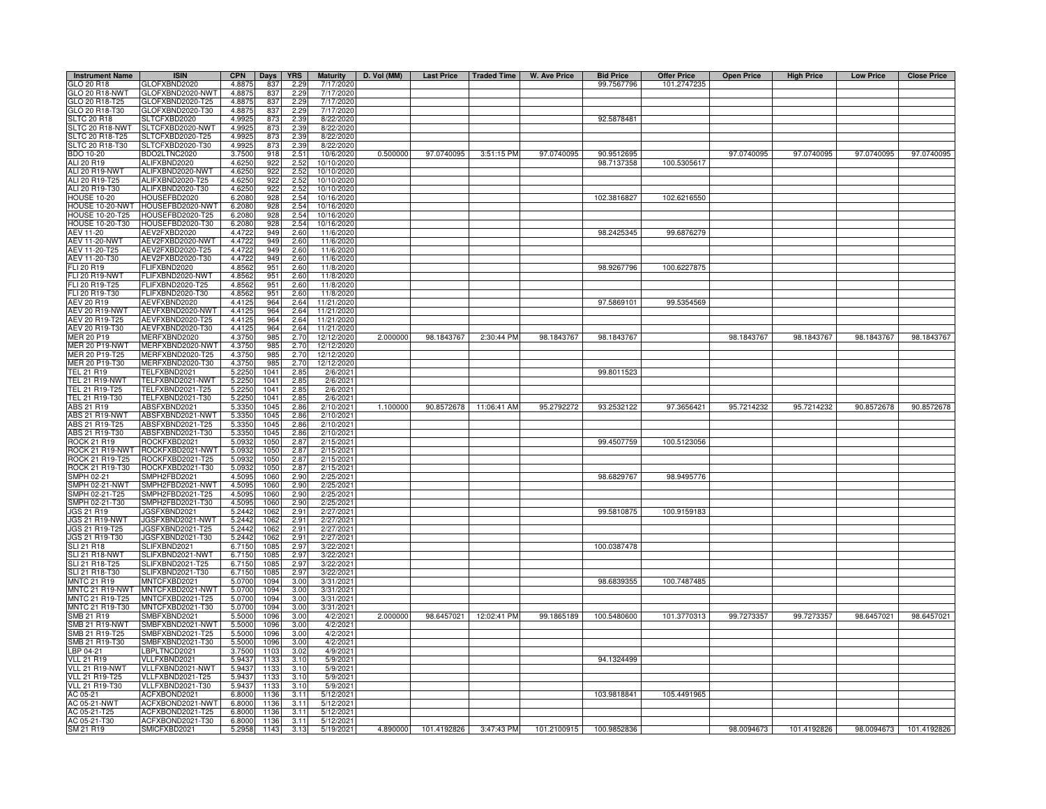| Instrument Name | ISIN | CPN | Days | YRS | Maturity | D. Vol (MM) | Last Price | Traded Time | W. Ave Price | Bid Price | Offer Price | Open Price | High Price | Low Price | Close Price |
|---|---|---|---|---|---|---|---|---|---|---|---|---|---|---|---|
| GLO 20 R18 | GLOFXBND2020 | 4.8875 | 837 | 2.29 | 7/17/2020 | | | | | 99.7567796 | 101.2747235 | | | | |
| GLO 20 R18-NWT | GLOFXBND2020-NWT | 4.8875 | 837 | 2.29 | 7/17/2020 | | | | | | | | | | |
| GLO 20 R18-T25 | GLOFXBND2020-T25 | 4.8875 | 837 | 2.29 | 7/17/2020 | | | | | | | | | | |
| GLO 20 R18-T30 | GLOFXBND2020-T30 | 4.8875 | 837 | 2.29 | 7/17/2020 | | | | | | | | | | |
| SLTC 20 R18 | SLTCFXBD2020 | 4.9925 | 873 | 2.39 | 8/22/2020 | | | | | 92.5878481 | | | | | |
| SLTC 20 R18-NWT | SLTCFXBD2020-NWT | 4.9925 | 873 | 2.39 | 8/22/2020 | | | | | | | | | | |
| SLTC 20 R18-T25 | SLTCFXBD2020-T25 | 4.9925 | 873 | 2.39 | 8/22/2020 | | | | | | | | | | |
| SLTC 20 R18-T30 | SLTCFXBD2020-T30 | 4.9925 | 873 | 2.39 | 8/22/2020 | | | | | | | | | | |
| BDO 10-20 | BDO2LTNC2020 | 3.7500 | 918 | 2.51 | 10/6/2020 | 0.500000 | 97.0740095 | 3:51:15 PM | 97.0740095 | 90.9512695 | | 97.0740095 | 97.0740095 | 97.0740095 | 97.0740095 |
| ALI 20 R19 | ALIFXBND2020 | 4.6250 | 922 | 2.52 | 10/10/2020 | | | | | 98.7137358 | 100.5305617 | | | | |
| ALI 20 R19-NWT | ALIFXBND2020-NWT | 4.6250 | 922 | 2.52 | 10/10/2020 | | | | | | | | | | |
| ALI 20 R19-T25 | ALIFXBND2020-T25 | 4.6250 | 922 | 2.52 | 10/10/2020 | | | | | | | | | | |
| ALI 20 R19-T30 | ALIFXBND2020-T30 | 4.6250 | 922 | 2.52 | 10/10/2020 | | | | | | | | | | |
| HOUSE 10-20 | HOUSEFBD2020 | 6.2080 | 928 | 2.54 | 10/16/2020 | | | | | 102.3816827 | 102.6216550 | | | | |
| HOUSE 10-20-NWT | HOUSEFBD2020-NWT | 6.2080 | 928 | 2.54 | 10/16/2020 | | | | | | | | | | |
| HOUSE 10-20-T25 | HOUSEFBD2020-T25 | 6.2080 | 928 | 2.54 | 10/16/2020 | | | | | | | | | | |
| HOUSE 10-20-T30 | HOUSEFBD2020-T30 | 6.2080 | 928 | 2.54 | 10/16/2020 | | | | | | | | | | |
| AEV 11-20 | AEV2FXBD2020 | 4.4722 | 949 | 2.60 | 11/6/2020 | | | | | 98.2425345 | 99.6876279 | | | | |
| AEV 11-20-NWT | AEV2FXBD2020-NWT | 4.4722 | 949 | 2.60 | 11/6/2020 | | | | | | | | | | |
| AEV 11-20-T25 | AEV2FXBD2020-T25 | 4.4722 | 949 | 2.60 | 11/6/2020 | | | | | | | | | | |
| AEV 11-20-T30 | AEV2FXBD2020-T30 | 4.4722 | 949 | 2.60 | 11/6/2020 | | | | | | | | | | |
| FLI 20 R19 | FLIFXBND2020 | 4.8562 | 951 | 2.60 | 11/8/2020 | | | | | 98.9267796 | 100.6227875 | | | | |
| FLI 20 R19-NWT | FLIFXBND2020-NWT | 4.8562 | 951 | 2.60 | 11/8/2020 | | | | | | | | | | |
| FLI 20 R19-T25 | FLIFXBND2020-T25 | 4.8562 | 951 | 2.60 | 11/8/2020 | | | | | | | | | | |
| FLI 20 R19-T30 | FLIFXBND2020-T30 | 4.8562 | 951 | 2.60 | 11/8/2020 | | | | | | | | | | |
| AEV 20 R19 | AEVFXBND2020 | 4.4125 | 964 | 2.64 | 11/21/2020 | | | | | 97.5869101 | 99.5354569 | | | | |
| AEV 20 R19-NWT | AEVFXBND2020-NWT | 4.4125 | 964 | 2.64 | 11/21/2020 | | | | | | | | | | |
| AEV 20 R19-T25 | AEVFXBND2020-T25 | 4.4125 | 964 | 2.64 | 11/21/2020 | | | | | | | | | | |
| AEV 20 R19-T30 | AEVFXBND2020-T30 | 4.4125 | 964 | 2.64 | 11/21/2020 | | | | | | | | | | |
| MER 20 P19 | MERFXBND2020 | 4.3750 | 985 | 2.70 | 12/12/2020 | 2.000000 | 98.1843767 | 2:30:44 PM | 98.1843767 | 98.1843767 | | 98.1843767 | 98.1843767 | 98.1843767 | 98.1843767 |
| MER 20 P19-NWT | MERFXBND2020-NWT | 4.3750 | 985 | 2.70 | 12/12/2020 | | | | | | | | | | |
| MER 20 P19-T25 | MERFXBND2020-T25 | 4.3750 | 985 | 2.70 | 12/12/2020 | | | | | | | | | | |
| MER 20 P19-T30 | MERFXBND2020-T30 | 4.3750 | 985 | 2.70 | 12/12/2020 | | | | | | | | | | |
| TEL 21 R19 | TELFXBND2021 | 5.2250 | 1041 | 2.85 | 2/6/2021 | | | | | 99.8011523 | | | | | |
| TEL 21 R19-NWT | TELFXBND2021-NWT | 5.2250 | 1041 | 2.85 | 2/6/2021 | | | | | | | | | | |
| TEL 21 R19-T25 | TELFXBND2021-T25 | 5.2250 | 1041 | 2.85 | 2/6/2021 | | | | | | | | | | |
| TEL 21 R19-T30 | TELFXBND2021-T30 | 5.2250 | 1041 | 2.85 | 2/6/2021 | | | | | | | | | | |
| ABS 21 R19 | ABSFXBND2021 | 5.3350 | 1045 | 2.86 | 2/10/2021 | 1.100000 | 90.8572678 | 11:06:41 AM | 95.2792272 | 93.2532122 | 97.3656421 | 95.7214232 | 95.7214232 | 90.8572678 | 90.8572678 |
| ABS 21 R19-NWT | ABSFXBND2021-NWT | 5.3350 | 1045 | 2.86 | 2/10/2021 | | | | | | | | | | |
| ABS 21 R19-T25 | ABSFXBND2021-T25 | 5.3350 | 1045 | 2.86 | 2/10/2021 | | | | | | | | | | |
| ABS 21 R19-T30 | ABSFXBND2021-T30 | 5.3350 | 1045 | 2.86 | 2/10/2021 | | | | | | | | | | |
| ROCK 21 R19 | ROCKFXBD2021 | 5.0932 | 1050 | 2.87 | 2/15/2021 | | | | | 99.4507759 | 100.5123056 | | | | |
| ROCK 21 R19-NWT | ROCKFXBD2021-NWT | 5.0932 | 1050 | 2.87 | 2/15/2021 | | | | | | | | | | |
| ROCK 21 R19-T25 | ROCKFXBD2021-T25 | 5.0932 | 1050 | 2.87 | 2/15/2021 | | | | | | | | | | |
| ROCK 21 R19-T30 | ROCKFXBD2021-T30 | 5.0932 | 1050 | 2.87 | 2/15/2021 | | | | | | | | | | |
| SMPH 02-21 | SMPH2FBD2021 | 4.5095 | 1060 | 2.90 | 2/25/2021 | | | | | 98.6829767 | 98.9495776 | | | | |
| SMPH 02-21-NWT | SMPH2FBD2021-NWT | 4.5095 | 1060 | 2.90 | 2/25/2021 | | | | | | | | | | |
| SMPH 02-21-T25 | SMPH2FBD2021-T25 | 4.5095 | 1060 | 2.90 | 2/25/2021 | | | | | | | | | | |
| SMPH 02-21-T30 | SMPH2FBD2021-T30 | 4.5095 | 1060 | 2.90 | 2/25/2021 | | | | | | | | | | |
| JGS 21 R19 | JGSFXBND2021 | 5.2442 | 1062 | 2.91 | 2/27/2021 | | | | | 99.5810875 | 100.9159183 | | | | |
| JGS 21 R19-NWT | JGSFXBND2021-NWT | 5.2442 | 1062 | 2.91 | 2/27/2021 | | | | | | | | | | |
| JGS 21 R19-T25 | JGSFXBND2021-T25 | 5.2442 | 1062 | 2.91 | 2/27/2021 | | | | | | | | | | |
| JGS 21 R19-T30 | JGSFXBND2021-T30 | 5.2442 | 1062 | 2.91 | 2/27/2021 | | | | | | | | | | |
| SLI 21 R18 | SLIFXBND2021 | 6.7150 | 1085 | 2.97 | 3/22/2021 | | | | | 100.0387478 | | | | | |
| SLI 21 R18-NWT | SLIFXBND2021-NWT | 6.7150 | 1085 | 2.97 | 3/22/2021 | | | | | | | | | | |
| SLI 21 R18-T25 | SLIFXBND2021-T25 | 6.7150 | 1085 | 2.97 | 3/22/2021 | | | | | | | | | | |
| SLI 21 R18-T30 | SLIFXBND2021-T30 | 6.7150 | 1085 | 2.97 | 3/22/2021 | | | | | | | | | | |
| MNTC 21 R19 | MNTCFXBD2021 | 5.0700 | 1094 | 3.00 | 3/31/2021 | | | | | 98.6839355 | 100.7487485 | | | | |
| MNTC 21 R19-NWT | MNTCFXBD2021-NWT | 5.0700 | 1094 | 3.00 | 3/31/2021 | | | | | | | | | | |
| MNTC 21 R19-T25 | MNTCFXBD2021-T25 | 5.0700 | 1094 | 3.00 | 3/31/2021 | | | | | | | | | | |
| MNTC 21 R19-T30 | MNTCFXBD2021-T30 | 5.0700 | 1094 | 3.00 | 3/31/2021 | | | | | | | | | | |
| SMB 21 R19 | SMBFXBND2021 | 5.5000 | 1096 | 3.00 | 4/2/2021 | 2.000000 | 98.6457021 | 12:02:41 PM | 99.1865189 | 100.5480600 | 101.3770313 | 99.7273357 | 99.7273357 | 98.6457021 | 98.6457021 |
| SMB 21 R19-NWT | SMBFXBND2021-NWT | 5.5000 | 1096 | 3.00 | 4/2/2021 | | | | | | | | | | |
| SMB 21 R19-T25 | SMBFXBND2021-T25 | 5.5000 | 1096 | 3.00 | 4/2/2021 | | | | | | | | | | |
| SMB 21 R19-T30 | SMBFXBND2021-T30 | 5.5000 | 1096 | 3.00 | 4/2/2021 | | | | | | | | | | |
| LBP 04-21 | LBPLTNCD2021 | 3.7500 | 1103 | 3.02 | 4/9/2021 | | | | | | | | | | |
| VLL 21 R19 | VLLFXBND2021 | 5.9437 | 1133 | 3.10 | 5/9/2021 | | | | | 94.1324499 | | | | | |
| VLL 21 R19-NWT | VLLFXBND2021-NWT | 5.9437 | 1133 | 3.10 | 5/9/2021 | | | | | | | | | | |
| VLL 21 R19-T25 | VLLFXBND2021-T25 | 5.9437 | 1133 | 3.10 | 5/9/2021 | | | | | | | | | | |
| VLL 21 R19-T30 | VLLFXBND2021-T30 | 5.9437 | 1133 | 3.10 | 5/9/2021 | | | | | | | | | | |
| AC 05-21 | ACFXBOND2021 | 6.8000 | 1136 | 3.11 | 5/12/2021 | | | | | 103.9818841 | 105.4491965 | | | | |
| AC 05-21-NWT | ACFXBOND2021-NWT | 6.8000 | 1136 | 3.11 | 5/12/2021 | | | | | | | | | | |
| AC 05-21-T25 | ACFXBOND2021-T25 | 6.8000 | 1136 | 3.11 | 5/12/2021 | | | | | | | | | | |
| AC 05-21-T30 | ACFXBOND2021-T30 | 6.8000 | 1136 | 3.11 | 5/12/2021 | | | | | | | | | | |
| SM 21 R19 | SMICFXBD2021 | 5.2958 | 1143 | 3.13 | 5/19/2021 | 4.890000 | 101.4192826 | 3:47:43 PM | 101.2100915 | 100.9852836 | | 98.0094673 | 101.4192826 | 98.0094673 | 101.4192826 |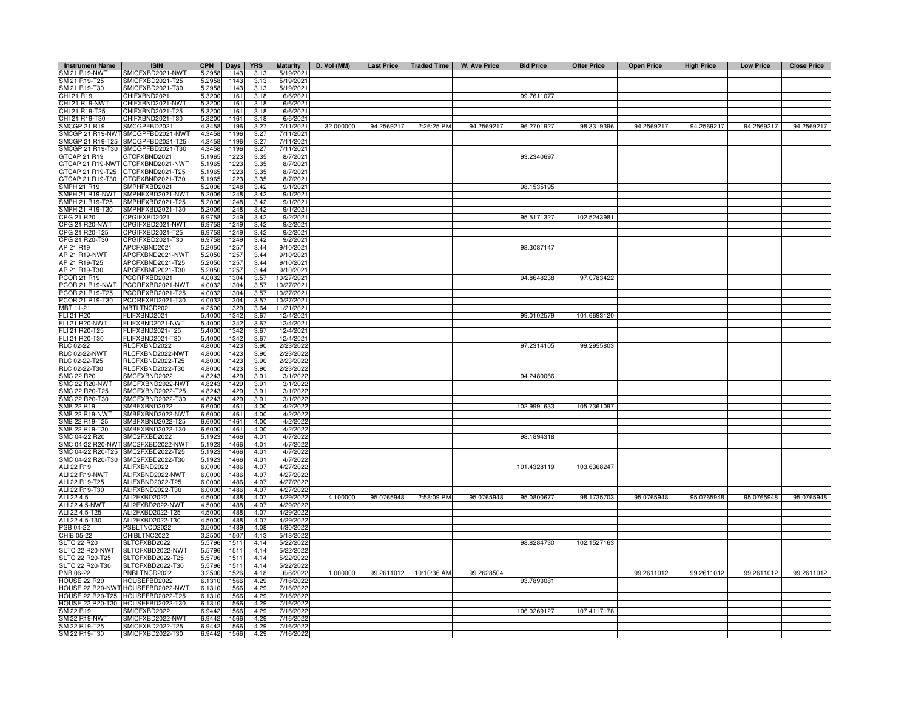| Instrument Name | ISIN | CPN | Days | YRS | Maturity | D. Vol (MM) | Last Price | Traded Time | W. Ave Price | Bid Price | Offer Price | Open Price | High Price | Low Price | Close Price |
|---|---|---|---|---|---|---|---|---|---|---|---|---|---|---|---|
| SM 21 R19-NWT | SMICFXBD2021-NWT | 5.2958 | 1143 | 3.13 | 5/19/2021 | | | | | | | | | | |
| SM 21 R19-T25 | SMICFXBD2021-T25 | 5.2958 | 1143 | 3.13 | 5/19/2021 | | | | | | | | | | |
| SM 21 R19-T30 | SMICFXBD2021-T30 | 5.2958 | 1143 | 3.13 | 5/19/2021 | | | | | | | | | | |
| CHI 21 R19 | CHIFXBND2021 | 5.3200 | 1161 | 3.18 | 6/6/2021 | | | | | 99.7611077 | | | | | |
| CHI 21 R19-NWT | CHIFXBND2021-NWT | 5.3200 | 1161 | 3.18 | 6/6/2021 | | | | | | | | | | |
| CHI 21 R19-T25 | CHIFXBND2021-T25 | 5.3200 | 1161 | 3.18 | 6/6/2021 | | | | | | | | | | |
| CHI 21 R19-T30 | CHIFXBND2021-T30 | 5.3200 | 1161 | 3.18 | 6/6/2021 | | | | | | | | | | |
| SMCGP 21 R19 | SMCGPFBD2021 | 4.3458 | 1196 | 3.27 | 7/11/2021 | 32.000000 | 94.2569217 | 2:26:25 PM | 94.2569217 | 96.2701927 | 98.3319396 | 94.2569217 | 94.2569217 | 94.2569217 | 94.2569217 |
| SMCGP 21 R19-NWT | SMCGPFBD2021-NWT | 4.3458 | 1196 | 3.27 | 7/11/2021 | | | | | | | | | | |
| SMCGP 21 R19-T25 | SMCGPFBD2021-T25 | 4.3458 | 1196 | 3.27 | 7/11/2021 | | | | | | | | | | |
| SMCGP 21 R19-T30 | SMCGPFBD2021-T30 | 4.3458 | 1196 | 3.27 | 7/11/2021 | | | | | | | | | | |
| GTCAP 21 R19 | GTCFXBND2021 | 5.1965 | 1223 | 3.35 | 8/7/2021 | | | | | 93.2340697 | | | | | |
| GTCAP 21 R19-NWT | GTCFXBND2021-NWT | 5.1965 | 1223 | 3.35 | 8/7/2021 | | | | | | | | | | |
| GTCAP 21 R19-T25 | GTCFXBND2021-T25 | 5.1965 | 1223 | 3.35 | 8/7/2021 | | | | | | | | | | |
| GTCAP 21 R19-T30 | GTCFXBND2021-T30 | 5.1965 | 1223 | 3.35 | 8/7/2021 | | | | | | | | | | |
| SMPH 21 R19 | SMPHFXBD2021 | 5.2006 | 1248 | 3.42 | 9/1/2021 | | | | | 98.1535195 | | | | | |
| SMPH 21 R19-NWT | SMPHFXBD2021-NWT | 5.2006 | 1248 | 3.42 | 9/1/2021 | | | | | | | | | | |
| SMPH 21 R19-T25 | SMPHFXBD2021-T25 | 5.2006 | 1248 | 3.42 | 9/1/2021 | | | | | | | | | | |
| SMPH 21 R19-T30 | SMPHFXBD2021-T30 | 5.2006 | 1248 | 3.42 | 9/1/2021 | | | | | | | | | | |
| CPG 21 R20 | CPGIFXBD2021 | 6.9758 | 1249 | 3.42 | 9/2/2021 | | | | | 95.5171327 | 102.5243981 | | | | |
| CPG 21 R20-NWT | CPGIFXBD2021-NWT | 6.9758 | 1249 | 3.42 | 9/2/2021 | | | | | | | | | | |
| CPG 21 R20-T25 | CPGIFXBD2021-T25 | 6.9758 | 1249 | 3.42 | 9/2/2021 | | | | | | | | | | |
| CPG 21 R20-T30 | CPGIFXBD2021-T30 | 6.9758 | 1249 | 3.42 | 9/2/2021 | | | | | | | | | | |
| AP 21 R19 | APCFXBND2021 | 5.2050 | 1257 | 3.44 | 9/10/2021 | | | | | 98.3087147 | | | | | |
| AP 21 R19-NWT | APCFXBND2021-NWT | 5.2050 | 1257 | 3.44 | 9/10/2021 | | | | | | | | | | |
| AP 21 R19-T25 | APCFXBND2021-T25 | 5.2050 | 1257 | 3.44 | 9/10/2021 | | | | | | | | | | |
| AP 21 R19-T30 | APCFXBND2021-T30 | 5.2050 | 1257 | 3.44 | 9/10/2021 | | | | | | | | | | |
| PCOR 21 R19 | PCORFXBD2021 | 4.0032 | 1304 | 3.57 | 10/27/2021 | | | | | 94.8648238 | 97.0783422 | | | | |
| PCOR 21 R19-NWT | PCORFXBD2021-NWT | 4.0032 | 1304 | 3.57 | 10/27/2021 | | | | | | | | | | |
| PCOR 21 R19-T25 | PCORFXBD2021-T25 | 4.0032 | 1304 | 3.57 | 10/27/2021 | | | | | | | | | | |
| PCOR 21 R19-T30 | PCORFXBD2021-T30 | 4.0032 | 1304 | 3.57 | 10/27/2021 | | | | | | | | | | |
| MBT 11-21 | MBTLTNCD2021 | 4.2500 | 1329 | 3.64 | 11/21/2021 | | | | | | | | | | |
| FLI 21 R20 | FLIFXBND2021 | 5.4000 | 1342 | 3.67 | 12/4/2021 | | | | | 99.0102579 | 101.6693120 | | | | |
| FLI 21 R20-NWT | FLIFXBND2021-NWT | 5.4000 | 1342 | 3.67 | 12/4/2021 | | | | | | | | | | |
| FLI 21 R20-T25 | FLIFXBND2021-T25 | 5.4000 | 1342 | 3.67 | 12/4/2021 | | | | | | | | | | |
| FLI 21 R20-T30 | FLIFXBND2021-T30 | 5.4000 | 1342 | 3.67 | 12/4/2021 | | | | | | | | | | |
| RLC 02-22 | RLCFXBND2022 | 4.8000 | 1423 | 3.90 | 2/23/2022 | | | | | 97.2314105 | 99.2955803 | | | | |
| RLC 02-22-NWT | RLCFXBND2022-NWT | 4.8000 | 1423 | 3.90 | 2/23/2022 | | | | | | | | | | |
| RLC 02-22-T25 | RLCFXBND2022-T25 | 4.8000 | 1423 | 3.90 | 2/23/2022 | | | | | | | | | | |
| RLC 02-22-T30 | RLCFXBND2022-T30 | 4.8000 | 1423 | 3.90 | 2/23/2022 | | | | | | | | | | |
| SMC 22 R20 | SMCFXBND2022 | 4.8243 | 1429 | 3.91 | 3/1/2022 | | | | | 94.2480066 | | | | | |
| SMC 22 R20-NWT | SMCFXBND2022-NWT | 4.8243 | 1429 | 3.91 | 3/1/2022 | | | | | | | | | | |
| SMC 22 R20-T25 | SMCFXBND2022-T25 | 4.8243 | 1429 | 3.91 | 3/1/2022 | | | | | | | | | | |
| SMC 22 R20-T30 | SMCFXBND2022-T30 | 4.8243 | 1429 | 3.91 | 3/1/2022 | | | | | | | | | | |
| SMB 22 R19 | SMBFXBND2022 | 6.6000 | 1461 | 4.00 | 4/2/2022 | | | | | 102.9991633 | 105.7361097 | | | | |
| SMB 22 R19-NWT | SMBFXBND2022-NWT | 6.6000 | 1461 | 4.00 | 4/2/2022 | | | | | | | | | | |
| SMB 22 R19-T25 | SMBFXBND2022-T25 | 6.6000 | 1461 | 4.00 | 4/2/2022 | | | | | | | | | | |
| SMB 22 R19-T30 | SMBFXBND2022-T30 | 6.6000 | 1461 | 4.00 | 4/2/2022 | | | | | | | | | | |
| SMC 04-22 R20 | SMC2FXBD2022 | 5.1923 | 1466 | 4.01 | 4/7/2022 | | | | | 98.1894318 | | | | | |
| SMC 04-22 R20-NWT | SMC2FXBD2022-NWT | 5.1923 | 1466 | 4.01 | 4/7/2022 | | | | | | | | | | |
| SMC 04-22 R20-T25 | SMC2FXBD2022-T25 | 5.1923 | 1466 | 4.01 | 4/7/2022 | | | | | | | | | | |
| SMC 04-22 R20-T30 | SMC2FXBD2022-T30 | 5.1923 | 1466 | 4.01 | 4/7/2022 | | | | | | | | | | |
| ALI 22 R19 | ALIFXBND2022 | 6.0000 | 1486 | 4.07 | 4/27/2022 | | | | | 101.4328119 | 103.6368247 | | | | |
| ALI 22 R19-NWT | ALIFXBND2022-NWT | 6.0000 | 1486 | 4.07 | 4/27/2022 | | | | | | | | | | |
| ALI 22 R19-T25 | ALIFXBND2022-T25 | 6.0000 | 1486 | 4.07 | 4/27/2022 | | | | | | | | | | |
| ALI 22 R19-T30 | ALIFXBND2022-T30 | 6.0000 | 1486 | 4.07 | 4/27/2022 | | | | | | | | | | |
| ALI 22 4.5 | ALI2FXBD2022 | 4.5000 | 1488 | 4.07 | 4/29/2022 | 4.100000 | 95.0765948 | 2:58:09 PM | 95.0765948 | 95.0800677 | 98.1735703 | 95.0765948 | 95.0765948 | 95.0765948 | 95.0765948 |
| ALI 22 4.5-NWT | ALI2FXBD2022-NWT | 4.5000 | 1488 | 4.07 | 4/29/2022 | | | | | | | | | | |
| ALI 22 4.5-T25 | ALI2FXBD2022-T25 | 4.5000 | 1488 | 4.07 | 4/29/2022 | | | | | | | | | | |
| ALI 22 4.5-T30 | ALI2FXBD2022-T30 | 4.5000 | 1488 | 4.07 | 4/29/2022 | | | | | | | | | | |
| PSB 04-22 | PSBLTNCD2022 | 3.5000 | 1489 | 4.08 | 4/30/2022 | | | | | | | | | | |
| CHIB 05-22 | CHIBLTNC2022 | 3.2500 | 1507 | 4.13 | 5/18/2022 | | | | | | | | | | |
| SLTC 22 R20 | SLTCFXBD2022 | 5.5796 | 1511 | 4.14 | 5/22/2022 | | | | | 98.8284730 | 102.1527163 | | | | |
| SLTC 22 R20-NWT | SLTCFXBD2022-NWT | 5.5796 | 1511 | 4.14 | 5/22/2022 | | | | | | | | | | |
| SLTC 22 R20-T25 | SLTCFXBD2022-T25 | 5.5796 | 1511 | 4.14 | 5/22/2022 | | | | | | | | | | |
| SLTC 22 R20-T30 | SLTCFXBD2022-T30 | 5.5796 | 1511 | 4.14 | 5/22/2022 | | | | | | | | | | |
| PNB 06-22 | PNBLTNCD2022 | 3.2500 | 1526 | 4.18 | 6/6/2022 | 1.000000 | 99.2611012 | 10:10:36 AM | 99.2628504 | | | 99.2611012 | 99.2611012 | 99.2611012 | 99.2611012 |
| HOUSE 22 R20 | HOUSEFBD2022 | 6.1310 | 1566 | 4.29 | 7/16/2022 | | | | | 93.7893081 | | | | | |
| HOUSE 22 R20-NWT | HOUSEFBD2022-NWT | 6.1310 | 1566 | 4.29 | 7/16/2022 | | | | | | | | | | |
| HOUSE 22 R20-T25 | HOUSEFBD2022-T25 | 6.1310 | 1566 | 4.29 | 7/16/2022 | | | | | | | | | | |
| HOUSE 22 R20-T30 | HOUSEFBD2022-T30 | 6.1310 | 1566 | 4.29 | 7/16/2022 | | | | | | | | | | |
| SM 22 R19 | SMICFXBD2022 | 6.9442 | 1566 | 4.29 | 7/16/2022 | | | | | 106.0269127 | 107.4117178 | | | | |
| SM 22 R19-NWT | SMICFXBD2022-NWT | 6.9442 | 1566 | 4.29 | 7/16/2022 | | | | | | | | | | |
| SM 22 R19-T25 | SMICFXBD2022-T25 | 6.9442 | 1566 | 4.29 | 7/16/2022 | | | | | | | | | | |
| SM 22 R19-T30 | SMICFXBD2022-T30 | 6.9442 | 1566 | 4.29 | 7/16/2022 | | | | | | | | | | |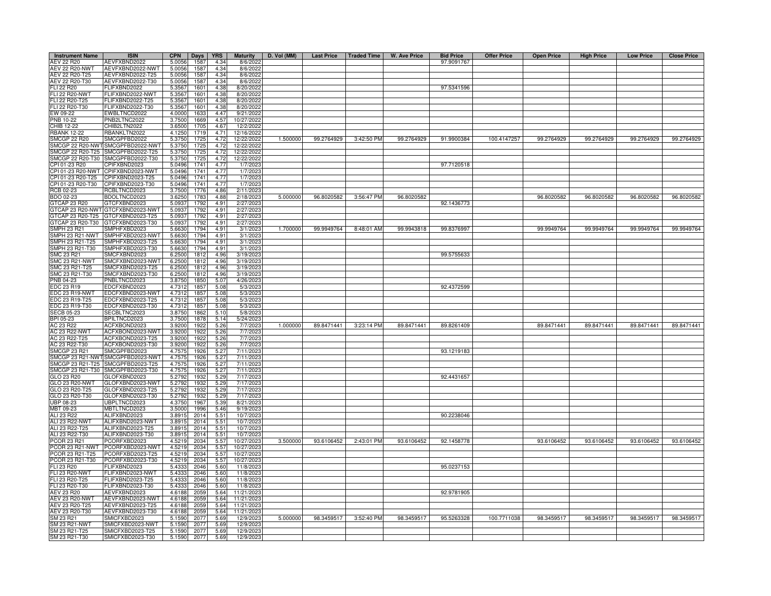| Instrument Name | ISIN | CPN | Days | YRS | Maturity | D. Vol (MM) | Last Price | Traded Time | W. Ave Price | Bid Price | Offer Price | Open Price | High Price | Low Price | Close Price |
|---|---|---|---|---|---|---|---|---|---|---|---|---|---|---|---|
| AEV 22 R20 | AEVFXBND2022 | 5.0056 | 1587 | 4.34 | 8/6/2022 | | | | | 97.9091767 | | | | | |
| AEV 22 R20-NWT | AEVFXBND2022-NWT | 5.0056 | 1587 | 4.34 | 8/6/2022 | | | | | | | | | | |
| AEV 22 R20-T25 | AEVFXBND2022-T25 | 5.0056 | 1587 | 4.34 | 8/6/2022 | | | | | | | | | | |
| AEV 22 R20-T30 | AEVFXBND2022-T30 | 5.0056 | 1587 | 4.34 | 8/6/2022 | | | | | | | | | | |
| FLI 22 R20 | FLIFXBND2022 | 5.3567 | 1601 | 4.38 | 8/20/2022 | | | | | 97.5341596 | | | | | |
| FLI 22 R20-NWT | FLIFXBND2022-NWT | 5.3567 | 1601 | 4.38 | 8/20/2022 | | | | | | | | | | |
| FLI 22 R20-T25 | FLIFXBND2022-T25 | 5.3567 | 1601 | 4.38 | 8/20/2022 | | | | | | | | | | |
| FLI 22 R20-T30 | FLIFXBND2022-T30 | 5.3567 | 1601 | 4.38 | 8/20/2022 | | | | | | | | | | |
| EW 09-22 | EWBLTNCD2022 | 4.0000 | 1633 | 4.47 | 9/21/2022 | | | | | | | | | | |
| PNB 10-22 | PNB2LTNC2022 | 3.7500 | 1669 | 4.57 | 10/27/2022 | | | | | | | | | | |
| CHIB 12-22 | CHIB2LTN2022 | 3.6500 | 1705 | 4.67 | 12/2/2022 | | | | | | | | | | |
| RBANK 12-22 | RBANKLTN2022 | 4.1250 | 1719 | 4.71 | 12/16/2022 | | | | | | | | | | |
| SMCGP 22 R20 | SMCGPFBD2022 | 5.3750 | 1725 | 4.72 | 12/22/2022 | 1.500000 | 99.2764929 | 3:42:50 PM | 99.2764929 | 91.9900384 | 100.4147257 | 99.2764929 | 99.2764929 | 99.2764929 | 99.2764929 |
| SMCGP 22 R20-NWT | SMCGPFBD2022-NWT | 5.3750 | 1725 | 4.72 | 12/22/2022 | | | | | | | | | | |
| SMCGP 22 R20-T25 | SMCGPFBD2022-T25 | 5.3750 | 1725 | 4.72 | 12/22/2022 | | | | | | | | | | |
| SMCGP 22 R20-T30 | SMCGPFBD2022-T30 | 5.3750 | 1725 | 4.72 | 12/22/2022 | | | | | | | | | | |
| CPI 01-23 R20 | CPIFXBND2023 | 5.0496 | 1741 | 4.77 | 1/7/2023 | | | | | 97.7120518 | | | | | |
| CPI 01-23 R20-NWT | CPIFXBND2023-NWT | 5.0496 | 1741 | 4.77 | 1/7/2023 | | | | | | | | | | |
| CPI 01-23 R20-T25 | CPIFXBND2023-T25 | 5.0496 | 1741 | 4.77 | 1/7/2023 | | | | | | | | | | |
| CPI 01-23 R20-T30 | CPIFXBND2023-T30 | 5.0496 | 1741 | 4.77 | 1/7/2023 | | | | | | | | | | |
| RCB 02-23 | RCBLTNCD2023 | 3.7500 | 1776 | 4.86 | 2/11/2023 | | | | | | | | | | |
| BDO 02-23 | BDOLTNCD2023 | 3.6250 | 1783 | 4.88 | 2/18/2023 | 5.000000 | 96.8020582 | 3:56:47 PM | 96.8020582 | | | 96.8020582 | 96.8020582 | 96.8020582 | 96.8020582 |
| GTCAP 23 R20 | GTCFXBND2023 | 5.0937 | 1792 | 4.91 | 2/27/2023 | | | | | 92.1436773 | | | | | |
| GTCAP 23 R20-NWT | GTCFXBND2023-NWT | 5.0937 | 1792 | 4.91 | 2/27/2023 | | | | | | | | | | |
| GTCAP 23 R20-T25 | GTCFXBND2023-T25 | 5.0937 | 1792 | 4.91 | 2/27/2023 | | | | | | | | | | |
| GTCAP 23 R20-T30 | GTCFXBND2023-T30 | 5.0937 | 1792 | 4.91 | 2/27/2023 | | | | | | | | | | |
| SMPH 23 R21 | SMPHFXBD2023 | 5.6630 | 1794 | 4.91 | 3/1/2023 | 1.700000 | 99.9949764 | 8:48:01 AM | 99.9943818 | 99.8376997 | | 99.9949764 | 99.9949764 | 99.9949764 | 99.9949764 |
| SMPH 23 R21-NWT | SMPHFXBD2023-NWT | 5.6630 | 1794 | 4.91 | 3/1/2023 | | | | | | | | | | |
| SMPH 23 R21-T25 | SMPHFXBD2023-T25 | 5.6630 | 1794 | 4.91 | 3/1/2023 | | | | | | | | | | |
| SMPH 23 R21-T30 | SMPHFXBD2023-T30 | 5.6630 | 1794 | 4.91 | 3/1/2023 | | | | | | | | | | |
| SMC 23 R21 | SMCFXBND2023 | 6.2500 | 1812 | 4.96 | 3/19/2023 | | | | | 99.5755633 | | | | | |
| SMC 23 R21-NWT | SMCFXBND2023-NWT | 6.2500 | 1812 | 4.96 | 3/19/2023 | | | | | | | | | | |
| SMC 23 R21-T25 | SMCFXBND2023-T25 | 6.2500 | 1812 | 4.96 | 3/19/2023 | | | | | | | | | | |
| SMC 23 R21-T30 | SMCFXBND2023-T30 | 6.2500 | 1812 | 4.96 | 3/19/2023 | | | | | | | | | | |
| PNB 04-23 | PNBLTNCD2023 | 3.8750 | 1850 | 5.07 | 4/26/2023 | | | | | | | | | | |
| EDC 23 R19 | EDCFXBND2023 | 4.7312 | 1857 | 5.08 | 5/3/2023 | | | | | 92.4372599 | | | | | |
| EDC 23 R19-NWT | EDCFXBND2023-NWT | 4.7312 | 1857 | 5.08 | 5/3/2023 | | | | | | | | | | |
| EDC 23 R19-T25 | EDCFXBND2023-T25 | 4.7312 | 1857 | 5.08 | 5/3/2023 | | | | | | | | | | |
| EDC 23 R19-T30 | EDCFXBND2023-T30 | 4.7312 | 1857 | 5.08 | 5/3/2023 | | | | | | | | | | |
| SECB 05-23 | SECBLTNC2023 | 3.8750 | 1862 | 5.10 | 5/8/2023 | | | | | | | | | | |
| BPI 05-23 | BPILTNCD2023 | 3.7500 | 1878 | 5.14 | 5/24/2023 | | | | | | | | | | |
| AC 23 R22 | ACFXBOND2023 | 3.9200 | 1922 | 5.26 | 7/7/2023 | 1.000000 | 89.8471441 | 3:23:14 PM | 89.8471441 | 89.8261409 | | 89.8471441 | 89.8471441 | 89.8471441 | 89.8471441 |
| AC 23 R22-NWT | ACFXBOND2023-NWT | 3.9200 | 1922 | 5.26 | 7/7/2023 | | | | | | | | | | |
| AC 23 R22-T25 | ACFXBOND2023-T25 | 3.9200 | 1922 | 5.26 | 7/7/2023 | | | | | | | | | | |
| AC 23 R22-T30 | ACFXBOND2023-T30 | 3.9200 | 1922 | 5.26 | 7/7/2023 | | | | | | | | | | |
| SMCGP 23 R21 | SMCGPFBD2023 | 4.7575 | 1926 | 5.27 | 7/11/2023 | | | | | 93.1219183 | | | | | |
| SMCGP 23 R21-NWT | SMCGPFBD2023-NWT | 4.7575 | 1926 | 5.27 | 7/11/2023 | | | | | | | | | | |
| SMCGP 23 R21-T25 | SMCGPFBD2023-T25 | 4.7575 | 1926 | 5.27 | 7/11/2023 | | | | | | | | | | |
| SMCGP 23 R21-T30 | SMCGPFBD2023-T30 | 4.7575 | 1926 | 5.27 | 7/11/2023 | | | | | | | | | | |
| GLO 23 R20 | GLOFXBND2023 | 5.2792 | 1932 | 5.29 | 7/17/2023 | | | | | 92.4431657 | | | | | |
| GLO 23 R20-NWT | GLOFXBND2023-NWT | 5.2792 | 1932 | 5.29 | 7/17/2023 | | | | | | | | | | |
| GLO 23 R20-T25 | GLOFXBND2023-T25 | 5.2792 | 1932 | 5.29 | 7/17/2023 | | | | | | | | | | |
| GLO 23 R20-T30 | GLOFXBND2023-T30 | 5.2792 | 1932 | 5.29 | 7/17/2023 | | | | | | | | | | |
| UBP 08-23 | UBPLTNCD2023 | 4.3750 | 1967 | 5.39 | 8/21/2023 | | | | | | | | | | |
| MBT 09-23 | MBTLTNCD2023 | 3.5000 | 1996 | 5.46 | 9/19/2023 | | | | | | | | | | |
| ALI 23 R22 | ALIFXBND2023 | 3.8915 | 2014 | 5.51 | 10/7/2023 | | | | | 90.2238046 | | | | | |
| ALI 23 R22-NWT | ALIFXBND2023-NWT | 3.8915 | 2014 | 5.51 | 10/7/2023 | | | | | | | | | | |
| ALI 23 R22-T25 | ALIFXBND2023-T25 | 3.8915 | 2014 | 5.51 | 10/7/2023 | | | | | | | | | | |
| ALI 23 R22-T30 | ALIFXBND2023-T30 | 3.8915 | 2014 | 5.51 | 10/7/2023 | | | | | | | | | | |
| PCOR 23 R21 | PCORFXBD2023 | 4.5219 | 2034 | 5.57 | 10/27/2023 | 3.500000 | 93.6106452 | 2:43:01 PM | 93.6106452 | 92.1458778 | | 93.6106452 | 93.6106452 | 93.6106452 | 93.6106452 |
| PCOR 23 R21-NWT | PCORFXBD2023-NWT | 4.5219 | 2034 | 5.57 | 10/27/2023 | | | | | | | | | | |
| PCOR 23 R21-T25 | PCORFXBD2023-T25 | 4.5219 | 2034 | 5.57 | 10/27/2023 | | | | | | | | | | |
| PCOR 23 R21-T30 | PCORFXBD2023-T30 | 4.5219 | 2034 | 5.57 | 10/27/2023 | | | | | | | | | | |
| FLI 23 R20 | FLIFXBND2023 | 5.4333 | 2046 | 5.60 | 11/8/2023 | | | | | 95.0237153 | | | | | |
| FLI 23 R20-NWT | FLIFXBND2023-NWT | 5.4333 | 2046 | 5.60 | 11/8/2023 | | | | | | | | | | |
| FLI 23 R20-T25 | FLIFXBND2023-T25 | 5.4333 | 2046 | 5.60 | 11/8/2023 | | | | | | | | | | |
| FLI 23 R20-T30 | FLIFXBND2023-T30 | 5.4333 | 2046 | 5.60 | 11/8/2023 | | | | | | | | | | |
| AEV 23 R20 | AEVFXBND2023 | 4.6188 | 2059 | 5.64 | 11/21/2023 | | | | | 92.9781905 | | | | | |
| AEV 23 R20-NWT | AEVFXBND2023-NWT | 4.6188 | 2059 | 5.64 | 11/21/2023 | | | | | | | | | | |
| AEV 23 R20-T25 | AEVFXBND2023-T25 | 4.6188 | 2059 | 5.64 | 11/21/2023 | | | | | | | | | | |
| AEV 23 R20-T30 | AEVFXBND2023-T30 | 4.6188 | 2059 | 5.64 | 11/21/2023 | | | | | | | | | | |
| SM 23 R21 | SMICFXBD2023 | 5.1590 | 2077 | 5.69 | 12/9/2023 | 5.000000 | 98.3459517 | 3:52:40 PM | 98.3459517 | 95.5263328 | 100.7711038 | 98.3459517 | 98.3459517 | 98.3459517 | 98.3459517 |
| SM 23 R21-NWT | SMICFXBD2023-NWT | 5.1590 | 2077 | 5.69 | 12/9/2023 | | | | | | | | | | |
| SM 23 R21-T25 | SMICFXBD2023-T25 | 5.1590 | 2077 | 5.69 | 12/9/2023 | | | | | | | | | | |
| SM 23 R21-T30 | SMICFXBD2023-T30 | 5.1590 | 2077 | 5.69 | 12/9/2023 | | | | | | | | | | |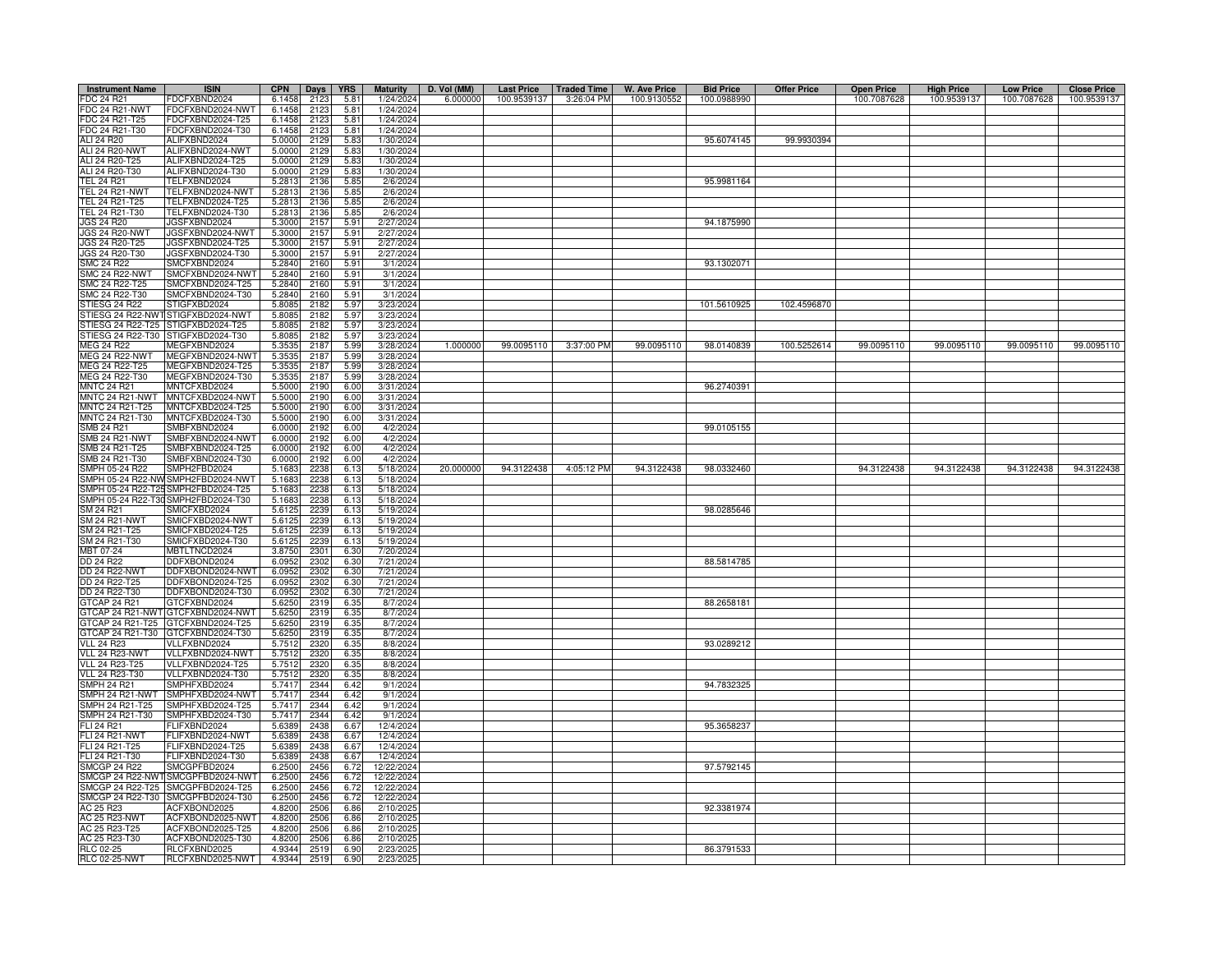| Instrument Name | ISIN | CPN | Days | YRS | Maturity | D. Vol (MM) | Last Price | Traded Time | W. Ave Price | Bid Price | Offer Price | Open Price | High Price | Low Price | Close Price |
|---|---|---|---|---|---|---|---|---|---|---|---|---|---|---|---|
| FDC 24 R21 | FDCFXBND2024 | 6.1458 | 2123 | 5.81 | 1/24/2024 | 6.000000 | 100.9539137 | 3:26:04 PM | 100.9130552 | 100.0988990 | | 100.7087628 | 100.9539137 | 100.7087628 | 100.9539137 |
| FDC 24 R21-NWT | FDCFXBND2024-NWT | 6.1458 | 2123 | 5.81 | 1/24/2024 | | | | | | | | | | |
| FDC 24 R21-T25 | FDCFXBND2024-T25 | 6.1458 | 2123 | 5.81 | 1/24/2024 | | | | | | | | | | |
| FDC 24 R21-T30 | FDCFXBND2024-T30 | 6.1458 | 2123 | 5.81 | 1/24/2024 | | | | | | | | | | |
| ALI 24 R20 | ALIFXBND2024 | 5.0000 | 2129 | 5.83 | 1/30/2024 | | | | | 95.6074145 | 99.9930394 | | | | |
| ALI 24 R20-NWT | ALIFXBND2024-NWT | 5.0000 | 2129 | 5.83 | 1/30/2024 | | | | | | | | | | |
| ALI 24 R20-T25 | ALIFXBND2024-T25 | 5.0000 | 2129 | 5.83 | 1/30/2024 | | | | | | | | | | |
| ALI 24 R20-T30 | ALIFXBND2024-T30 | 5.0000 | 2129 | 5.83 | 1/30/2024 | | | | | | | | | | |
| TEL 24 R21 | TELFXBND2024 | 5.2813 | 2136 | 5.85 | 2/6/2024 | | | | | 95.9981164 | | | | | |
| TEL 24 R21-NWT | TELFXBND2024-NWT | 5.2813 | 2136 | 5.85 | 2/6/2024 | | | | | | | | | | |
| TEL 24 R21-T25 | TELFXBND2024-T25 | 5.2813 | 2136 | 5.85 | 2/6/2024 | | | | | | | | | | |
| TEL 24 R21-T30 | TELFXBND2024-T30 | 5.2813 | 2136 | 5.85 | 2/6/2024 | | | | | | | | | | |
| JGS 24 R20 | JGSFXBND2024 | 5.3000 | 2157 | 5.91 | 2/27/2024 | | | | | 94.1875990 | | | | | |
| JGS 24 R20-NWT | JGSFXBND2024-NWT | 5.3000 | 2157 | 5.91 | 2/27/2024 | | | | | | | | | | |
| JGS 24 R20-T25 | JGSFXBND2024-T25 | 5.3000 | 2157 | 5.91 | 2/27/2024 | | | | | | | | | | |
| JGS 24 R20-T30 | JGSFXBND2024-T30 | 5.3000 | 2157 | 5.91 | 2/27/2024 | | | | | | | | | | |
| SMC 24 R22 | SMCFXBND2024 | 5.2840 | 2160 | 5.91 | 3/1/2024 | | | | | 93.1302071 | | | | | |
| SMC 24 R22-NWT | SMCFXBND2024-NWT | 5.2840 | 2160 | 5.91 | 3/1/2024 | | | | | | | | | | |
| SMC 24 R22-T25 | SMCFXBND2024-T25 | 5.2840 | 2160 | 5.91 | 3/1/2024 | | | | | | | | | | |
| SMC 24 R22-T30 | SMCFXBND2024-T30 | 5.2840 | 2160 | 5.91 | 3/1/2024 | | | | | | | | | | |
| STIESG 24 R22 | STIGFXBD2024 | 5.8085 | 2182 | 5.97 | 3/23/2024 | | | | | 101.5610925 | 102.4596870 | | | | |
| STIESG 24 R22-NWT | STIGFXBD2024-NWT | 5.8085 | 2182 | 5.97 | 3/23/2024 | | | | | | | | | | |
| STIESG 24 R22-T25 | STIGFXBD2024-T25 | 5.8085 | 2182 | 5.97 | 3/23/2024 | | | | | | | | | | |
| STIESG 24 R22-T30 | STIGFXBD2024-T30 | 5.8085 | 2182 | 5.97 | 3/23/2024 | | | | | | | | | | |
| MEG 24 R22 | MEGFXBND2024 | 5.3535 | 2187 | 5.99 | 3/28/2024 | 1.000000 | 99.0095110 | 3:37:00 PM | 99.0095110 | 98.0140839 | 100.5252614 | 99.0095110 | 99.0095110 | 99.0095110 | 99.0095110 |
| MEG 24 R22-NWT | MEGFXBND2024-NWT | 5.3535 | 2187 | 5.99 | 3/28/2024 | | | | | | | | | | |
| MEG 24 R22-T25 | MEGFXBND2024-T25 | 5.3535 | 2187 | 5.99 | 3/28/2024 | | | | | | | | | | |
| MEG 24 R22-T30 | MEGFXBND2024-T30 | 5.3535 | 2187 | 5.99 | 3/28/2024 | | | | | | | | | | |
| MNTC 24 R21 | MNTCFXBD2024 | 5.5000 | 2190 | 6.00 | 3/31/2024 | | | | | 96.2740391 | | | | | |
| MNTC 24 R21-NWT | MNTCFXBD2024-NWT | 5.5000 | 2190 | 6.00 | 3/31/2024 | | | | | | | | | | |
| MNTC 24 R21-T25 | MNTCFXBD2024-T25 | 5.5000 | 2190 | 6.00 | 3/31/2024 | | | | | | | | | | |
| MNTC 24 R21-T30 | MNTCFXBD2024-T30 | 5.5000 | 2190 | 6.00 | 3/31/2024 | | | | | | | | | | |
| SMB 24 R21 | SMBFXBND2024 | 6.0000 | 2192 | 6.00 | 4/2/2024 | | | | | 99.0105155 | | | | | |
| SMB 24 R21-NWT | SMBFXBND2024-NWT | 6.0000 | 2192 | 6.00 | 4/2/2024 | | | | | | | | | | |
| SMB 24 R21-T25 | SMBFXBND2024-T25 | 6.0000 | 2192 | 6.00 | 4/2/2024 | | | | | | | | | | |
| SMB 24 R21-T30 | SMBFXBND2024-T30 | 6.0000 | 2192 | 6.00 | 4/2/2024 | | | | | | | | | | |
| SMPH 05-24 R22 | SMPH2FBD2024 | 5.1683 | 2238 | 6.13 | 5/18/2024 | 20.000000 | 94.3122438 | 4:05:12 PM | 94.3122438 | 98.0332460 | | 94.3122438 | 94.3122438 | 94.3122438 | 94.3122438 |
| SMPH 05-24 R22-NWT | SMPH2FBD2024-NWT | 5.1683 | 2238 | 6.13 | 5/18/2024 | | | | | | | | | | |
| SMPH 05-24 R22-T25 | SMPH2FBD2024-T25 | 5.1683 | 2238 | 6.13 | 5/18/2024 | | | | | | | | | | |
| SMPH 05-24 R22-T30 | SMPH2FBD2024-T30 | 5.1683 | 2238 | 6.13 | 5/18/2024 | | | | | | | | | | |
| SM 24 R21 | SMICFXBD2024 | 5.6125 | 2239 | 6.13 | 5/19/2024 | | | | | 98.0285646 | | | | | |
| SM 24 R21-NWT | SMICFXBD2024-NWT | 5.6125 | 2239 | 6.13 | 5/19/2024 | | | | | | | | | | |
| SM 24 R21-T25 | SMICFXBD2024-T25 | 5.6125 | 2239 | 6.13 | 5/19/2024 | | | | | | | | | | |
| SM 24 R21-T30 | SMICFXBD2024-T30 | 5.6125 | 2239 | 6.13 | 5/19/2024 | | | | | | | | | | |
| MBT 07-24 | MBTLTNCD2024 | 3.8750 | 2301 | 6.30 | 7/20/2024 | | | | | | | | | | |
| DD 24 R22 | DDFXBOND2024 | 6.0952 | 2302 | 6.30 | 7/21/2024 | | | | | 88.5814785 | | | | | |
| DD 24 R22-NWT | DDFXBOND2024-NWT | 6.0952 | 2302 | 6.30 | 7/21/2024 | | | | | | | | | | |
| DD 24 R22-T25 | DDFXBOND2024-T25 | 6.0952 | 2302 | 6.30 | 7/21/2024 | | | | | | | | | | |
| DD 24 R22-T30 | DDFXBOND2024-T30 | 6.0952 | 2302 | 6.30 | 7/21/2024 | | | | | | | | | | |
| GTCAP 24 R21 | GTCFXBND2024 | 5.6250 | 2319 | 6.35 | 8/7/2024 | | | | | 88.2658181 | | | | | |
| GTCAP 24 R21-NWT | GTCFXBND2024-NWT | 5.6250 | 2319 | 6.35 | 8/7/2024 | | | | | | | | | | |
| GTCAP 24 R21-T25 | GTCFXBND2024-T25 | 5.6250 | 2319 | 6.35 | 8/7/2024 | | | | | | | | | | |
| GTCAP 24 R21-T30 | GTCFXBND2024-T30 | 5.6250 | 2319 | 6.35 | 8/7/2024 | | | | | | | | | | |
| VLL 24 R23 | VLLFXBND2024 | 5.7512 | 2320 | 6.35 | 8/8/2024 | | | | | 93.0289212 | | | | | |
| VLL 24 R23-NWT | VLLFXBND2024-NWT | 5.7512 | 2320 | 6.35 | 8/8/2024 | | | | | | | | | | |
| VLL 24 R23-T25 | VLLFXBND2024-T25 | 5.7512 | 2320 | 6.35 | 8/8/2024 | | | | | | | | | | |
| VLL 24 R23-T30 | VLLFXBND2024-T30 | 5.7512 | 2320 | 6.35 | 8/8/2024 | | | | | | | | | | |
| SMPH 24 R21 | SMPHFXBD2024 | 5.7417 | 2344 | 6.42 | 9/1/2024 | | | | | 94.7832325 | | | | | |
| SMPH 24 R21-NWT | SMPHFXBD2024-NWT | 5.7417 | 2344 | 6.42 | 9/1/2024 | | | | | | | | | | |
| SMPH 24 R21-T25 | SMPHFXBD2024-T25 | 5.7417 | 2344 | 6.42 | 9/1/2024 | | | | | | | | | | |
| SMPH 24 R21-T30 | SMPHFXBD2024-T30 | 5.7417 | 2344 | 6.42 | 9/1/2024 | | | | | | | | | | |
| FLI 24 R21 | FLIFXBND2024 | 5.6389 | 2438 | 6.67 | 12/4/2024 | | | | | 95.3658237 | | | | | |
| FLI 24 R21-NWT | FLIFXBND2024-NWT | 5.6389 | 2438 | 6.67 | 12/4/2024 | | | | | | | | | | |
| FLI 24 R21-T25 | FLIFXBND2024-T25 | 5.6389 | 2438 | 6.67 | 12/4/2024 | | | | | | | | | | |
| FLI 24 R21-T30 | FLIFXBND2024-T30 | 5.6389 | 2438 | 6.67 | 12/4/2024 | | | | | | | | | | |
| SMCGP 24 R22 | SMCGPFBD2024 | 6.2500 | 2456 | 6.72 | 12/22/2024 | | | | | 97.5792145 | | | | | |
| SMCGP 24 R22-NWT | SMCGPFBD2024-NWT | 6.2500 | 2456 | 6.72 | 12/22/2024 | | | | | | | | | | |
| SMCGP 24 R22-T25 | SMCGPFBD2024-T25 | 6.2500 | 2456 | 6.72 | 12/22/2024 | | | | | | | | | | |
| SMCGP 24 R22-T30 | SMCGPFBD2024-T30 | 6.2500 | 2456 | 6.72 | 12/22/2024 | | | | | | | | | | |
| AC 25 R23 | ACFXBOND2025 | 4.8200 | 2506 | 6.86 | 2/10/2025 | | | | | 92.3381974 | | | | | |
| AC 25 R23-NWT | ACFXBOND2025-NWT | 4.8200 | 2506 | 6.86 | 2/10/2025 | | | | | | | | | | |
| AC 25 R23-T25 | ACFXBOND2025-T25 | 4.8200 | 2506 | 6.86 | 2/10/2025 | | | | | | | | | | |
| AC 25 R23-T30 | ACFXBOND2025-T30 | 4.8200 | 2506 | 6.86 | 2/10/2025 | | | | | | | | | | |
| RLC 02-25 | RLCFXBND2025 | 4.9344 | 2519 | 6.90 | 2/23/2025 | | | | | 86.3791533 | | | | | |
| RLC 02-25-NWT | RLCFXBND2025-NWT | 4.9344 | 2519 | 6.90 | 2/23/2025 | | | | | | | | | | |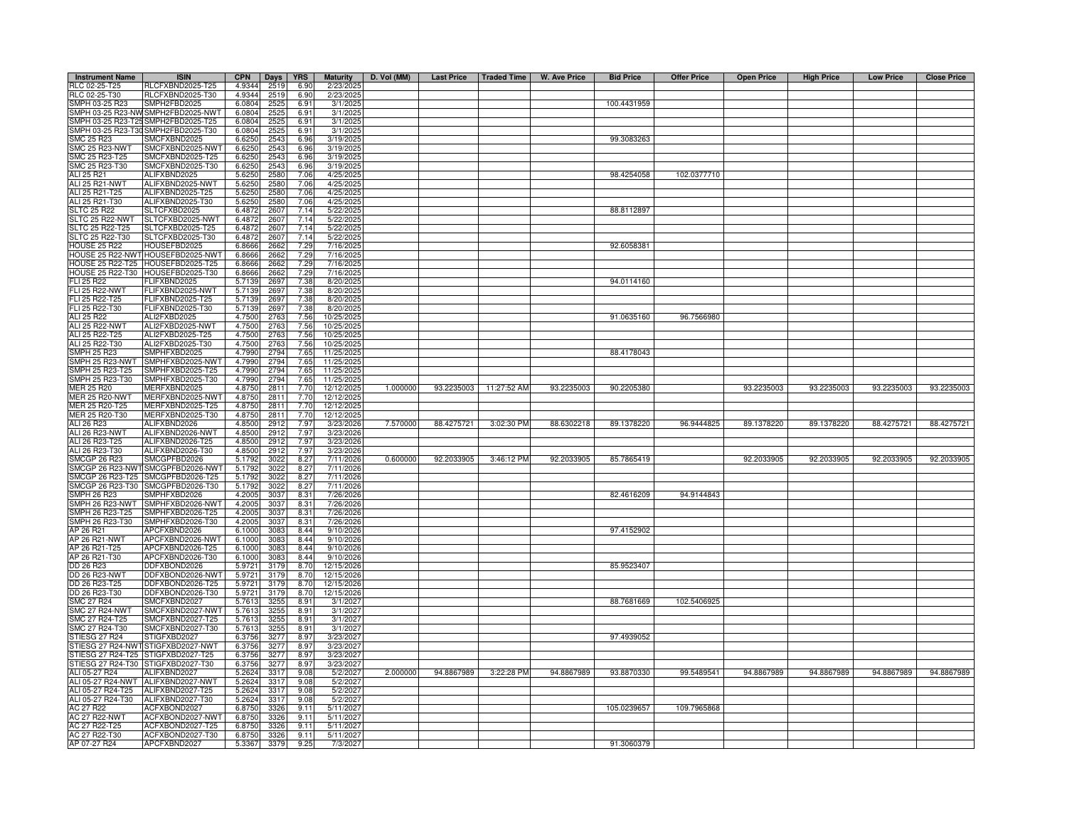| Instrument Name | ISIN | CPN | Days | YRS | Maturity | D. Vol (MM) | Last Price | Traded Time | W. Ave Price | Bid Price | Offer Price | Open Price | High Price | Low Price | Close Price |
|---|---|---|---|---|---|---|---|---|---|---|---|---|---|---|---|
| RLC 02-25-T25 | RLCFXBND2025-T25 | 4.9344 | 2519 | 6.90 | 2/23/2025 | | | | | | | | | | |
| RLC 02-25-T30 | RLCFXBND2025-T30 | 4.9344 | 2519 | 6.90 | 2/23/2025 | | | | | | | | | | |
| SMPH 03-25 R23 | SMPH2FBD2025 | 6.0804 | 2525 | 6.91 | 3/1/2025 | | | | | 100.4431959 | | | | | |
| SMPH 03-25 R23-NWT | SMPH2FBD2025-NWT | 6.0804 | 2525 | 6.91 | 3/1/2025 | | | | | | | | | | |
| SMPH 03-25 R23-T25 | SMPH2FBD2025-T25 | 6.0804 | 2525 | 6.91 | 3/1/2025 | | | | | | | | | | |
| SMPH 03-25 R23-T30 | SMPH2FBD2025-T30 | 6.0804 | 2525 | 6.91 | 3/1/2025 | | | | | | | | | | |
| SMC 25 R23 | SMCFXBND2025 | 6.6250 | 2543 | 6.96 | 3/19/2025 | | | | | 99.3083263 | | | | | |
| SMC 25 R23-NWT | SMCFXBND2025-NWT | 6.6250 | 2543 | 6.96 | 3/19/2025 | | | | | | | | | | |
| SMC 25 R23-T25 | SMCFXBND2025-T25 | 6.6250 | 2543 | 6.96 | 3/19/2025 | | | | | | | | | | |
| SMC 25 R23-T30 | SMCFXBND2025-T30 | 6.6250 | 2543 | 6.96 | 3/19/2025 | | | | | | | | | | |
| ALI 25 R21 | ALIFXBND2025 | 5.6250 | 2580 | 7.06 | 4/25/2025 | | | | | 98.4254058 | 102.0377710 | | | | |
| ALI 25 R21-NWT | ALIFXBND2025-NWT | 5.6250 | 2580 | 7.06 | 4/25/2025 | | | | | | | | | | |
| ALI 25 R21-T25 | ALIFXBND2025-T25 | 5.6250 | 2580 | 7.06 | 4/25/2025 | | | | | | | | | | |
| ALI 25 R21-T30 | ALIFXBND2025-T30 | 5.6250 | 2580 | 7.06 | 4/25/2025 | | | | | | | | | | |
| SLTC 25 R22 | SLTCFXBD2025 | 6.4872 | 2607 | 7.14 | 5/22/2025 | | | | | 88.8112897 | | | | | |
| SLTC 25 R22-NWT | SLTCFXBD2025-NWT | 6.4872 | 2607 | 7.14 | 5/22/2025 | | | | | | | | | | |
| SLTC 25 R22-T25 | SLTCFXBD2025-T25 | 6.4872 | 2607 | 7.14 | 5/22/2025 | | | | | | | | | | |
| SLTC 25 R22-T30 | SLTCFXBD2025-T30 | 6.4872 | 2607 | 7.14 | 5/22/2025 | | | | | | | | | | |
| HOUSE 25 R22 | HOUSEFBD2025 | 6.8666 | 2662 | 7.29 | 7/16/2025 | | | | | 92.6058381 | | | | | |
| HOUSE 25 R22-NWT | HOUSEFBD2025-NWT | 6.8666 | 2662 | 7.29 | 7/16/2025 | | | | | | | | | | |
| HOUSE 25 R22-T25 | HOUSEFBD2025-T25 | 6.8666 | 2662 | 7.29 | 7/16/2025 | | | | | | | | | | |
| HOUSE 25 R22-T30 | HOUSEFBD2025-T30 | 6.8666 | 2662 | 7.29 | 7/16/2025 | | | | | | | | | | |
| FLI 25 R22 | FLIFXBND2025 | 5.7139 | 2697 | 7.38 | 8/20/2025 | | | | | 94.0114160 | | | | | |
| FLI 25 R22-NWT | FLIFXBND2025-NWT | 5.7139 | 2697 | 7.38 | 8/20/2025 | | | | | | | | | | |
| FLI 25 R22-T25 | FLIFXBND2025-T25 | 5.7139 | 2697 | 7.38 | 8/20/2025 | | | | | | | | | | |
| FLI 25 R22-T30 | FLIFXBND2025-T30 | 5.7139 | 2697 | 7.38 | 8/20/2025 | | | | | | | | | | |
| ALI 25 R22 | ALI2FXBD2025 | 4.7500 | 2763 | 7.56 | 10/25/2025 | | | | | 91.0635160 | 96.7566980 | | | | |
| ALI 25 R22-NWT | ALI2FXBD2025-NWT | 4.7500 | 2763 | 7.56 | 10/25/2025 | | | | | | | | | | |
| ALI 25 R22-T25 | ALI2FXBD2025-T25 | 4.7500 | 2763 | 7.56 | 10/25/2025 | | | | | | | | | | |
| ALI 25 R22-T30 | ALI2FXBD2025-T30 | 4.7500 | 2763 | 7.56 | 10/25/2025 | | | | | | | | | | |
| SMPH 25 R23 | SMPHFXBD2025 | 4.7990 | 2794 | 7.65 | 11/25/2025 | | | | | 88.4178043 | | | | | |
| SMPH 25 R23-NWT | SMPHFXBD2025-NWT | 4.7990 | 2794 | 7.65 | 11/25/2025 | | | | | | | | | | |
| SMPH 25 R23-T25 | SMPHFXBD2025-T25 | 4.7990 | 2794 | 7.65 | 11/25/2025 | | | | | | | | | | |
| SMPH 25 R23-T30 | SMPHFXBD2025-T30 | 4.7990 | 2794 | 7.65 | 11/25/2025 | | | | | | | | | | |
| MER 25 R20 | MERFXBND2025 | 4.8750 | 2811 | 7.70 | 12/12/2025 | 1.000000 | 93.2235003 | 11:27:52 AM | 93.2235003 | 90.2205380 | | 93.2235003 | 93.2235003 | 93.2235003 | 93.2235003 |
| MER 25 R20-NWT | MERFXBND2025-NWT | 4.8750 | 2811 | 7.70 | 12/12/2025 | | | | | | | | | | |
| MER 25 R20-T25 | MERFXBND2025-T25 | 4.8750 | 2811 | 7.70 | 12/12/2025 | | | | | | | | | | |
| MER 25 R20-T30 | MERFXBND2025-T30 | 4.8750 | 2811 | 7.70 | 12/12/2025 | | | | | | | | | | |
| ALI 26 R23 | ALIFXBND2026 | 4.8500 | 2912 | 7.97 | 3/23/2026 | 7.570000 | 88.4275721 | 3:02:30 PM | 88.6302218 | 89.1378220 | 96.9444825 | 89.1378220 | 89.1378220 | 88.4275721 | 88.4275721 |
| ALI 26 R23-NWT | ALIFXBND2026-NWT | 4.8500 | 2912 | 7.97 | 3/23/2026 | | | | | | | | | | |
| ALI 26 R23-T25 | ALIFXBND2026-T25 | 4.8500 | 2912 | 7.97 | 3/23/2026 | | | | | | | | | | |
| ALI 26 R23-T30 | ALIFXBND2026-T30 | 4.8500 | 2912 | 7.97 | 3/23/2026 | | | | | | | | | | |
| SMCGP 26 R23 | SMCGPFBD2026 | 5.1792 | 3022 | 8.27 | 7/11/2026 | 0.600000 | 92.2033905 | 3:46:12 PM | 92.2033905 | 85.7865419 | | 92.2033905 | 92.2033905 | 92.2033905 | 92.2033905 |
| SMCGP 26 R23-NWT | SMCGPFBD2026-NWT | 5.1792 | 3022 | 8.27 | 7/11/2026 | | | | | | | | | | |
| SMCGP 26 R23-T25 | SMCGPFBD2026-T25 | 5.1792 | 3022 | 8.27 | 7/11/2026 | | | | | | | | | | |
| SMCGP 26 R23-T30 | SMCGPFBD2026-T30 | 5.1792 | 3022 | 8.27 | 7/11/2026 | | | | | | | | | | |
| SMPH 26 R23 | SMPHFXBD2026 | 4.2005 | 3037 | 8.31 | 7/26/2026 | | | | | 82.4616209 | 94.9144843 | | | | |
| SMPH 26 R23-NWT | SMPHFXBD2026-NWT | 4.2005 | 3037 | 8.31 | 7/26/2026 | | | | | | | | | | |
| SMPH 26 R23-T25 | SMPHFXBD2026-T25 | 4.2005 | 3037 | 8.31 | 7/26/2026 | | | | | | | | | | |
| SMPH 26 R23-T30 | SMPHFXBD2026-T30 | 4.2005 | 3037 | 8.31 | 7/26/2026 | | | | | | | | | | |
| AP 26 R21 | APCFXBND2026 | 6.1000 | 3083 | 8.44 | 9/10/2026 | | | | | 97.4152902 | | | | | |
| AP 26 R21-NWT | APCFXBND2026-NWT | 6.1000 | 3083 | 8.44 | 9/10/2026 | | | | | | | | | | |
| AP 26 R21-T25 | APCFXBND2026-T25 | 6.1000 | 3083 | 8.44 | 9/10/2026 | | | | | | | | | | |
| AP 26 R21-T30 | APCFXBND2026-T30 | 6.1000 | 3083 | 8.44 | 9/10/2026 | | | | | | | | | | |
| DD 26 R23 | DDFXBOND2026 | 5.9721 | 3179 | 8.70 | 12/15/2026 | | | | | 85.9523407 | | | | | |
| DD 26 R23-NWT | DDFXBOND2026-NWT | 5.9721 | 3179 | 8.70 | 12/15/2026 | | | | | | | | | | |
| DD 26 R23-T25 | DDFXBOND2026-T25 | 5.9721 | 3179 | 8.70 | 12/15/2026 | | | | | | | | | | |
| DD 26 R23-T30 | DDFXBOND2026-T30 | 5.9721 | 3179 | 8.70 | 12/15/2026 | | | | | | | | | | |
| SMC 27 R24 | SMCFXBND2027 | 5.7613 | 3255 | 8.91 | 3/1/2027 | | | | | 88.7681669 | 102.5406925 | | | | |
| SMC 27 R24-NWT | SMCFXBND2027-NWT | 5.7613 | 3255 | 8.91 | 3/1/2027 | | | | | | | | | | |
| SMC 27 R24-T25 | SMCFXBND2027-T25 | 5.7613 | 3255 | 8.91 | 3/1/2027 | | | | | | | | | | |
| SMC 27 R24-T30 | SMCFXBND2027-T30 | 5.7613 | 3255 | 8.91 | 3/1/2027 | | | | | | | | | | |
| STIESG 27 R24 | STIGFXBD2027 | 6.3756 | 3277 | 8.97 | 3/23/2027 | | | | | 97.4939052 | | | | | |
| STIESG 27 R24-NWT | STIGFXBD2027-NWT | 6.3756 | 3277 | 8.97 | 3/23/2027 | | | | | | | | | | |
| STIESG 27 R24-T25 | STIGFXBD2027-T25 | 6.3756 | 3277 | 8.97 | 3/23/2027 | | | | | | | | | | |
| STIESG 27 R24-T30 | STIGFXBD2027-T30 | 6.3756 | 3277 | 8.97 | 3/23/2027 | | | | | | | | | | |
| ALI 05-27 R24 | ALIFXBND2027 | 5.2624 | 3317 | 9.08 | 5/2/2027 | 2.000000 | 94.8867989 | 3:22:28 PM | 94.8867989 | 93.8870330 | 99.5489541 | 94.8867989 | 94.8867989 | 94.8867989 | 94.8867989 |
| ALI 05-27 R24-NWT | ALIFXBND2027-NWT | 5.2624 | 3317 | 9.08 | 5/2/2027 | | | | | | | | | | |
| ALI 05-27 R24-T25 | ALIFXBND2027-T25 | 5.2624 | 3317 | 9.08 | 5/2/2027 | | | | | | | | | | |
| ALI 05-27 R24-T30 | ALIFXBND2027-T30 | 5.2624 | 3317 | 9.08 | 5/2/2027 | | | | | | | | | | |
| AC 27 R22 | ACFXBOND2027 | 6.8750 | 3326 | 9.11 | 5/11/2027 | | | | | 105.0239657 | 109.7965868 | | | | |
| AC 27 R22-NWT | ACFXBOND2027-NWT | 6.8750 | 3326 | 9.11 | 5/11/2027 | | | | | | | | | | |
| AC 27 R22-T25 | ACFXBOND2027-T25 | 6.8750 | 3326 | 9.11 | 5/11/2027 | | | | | | | | | | |
| AC 27 R22-T30 | ACFXBOND2027-T30 | 6.8750 | 3326 | 9.11 | 5/11/2027 | | | | | | | | | | |
| AP 07-27 R24 | APCFXBND2027 | 5.3367 | 3379 | 9.25 | 7/3/2027 | | | | | 91.3060379 | | | | | |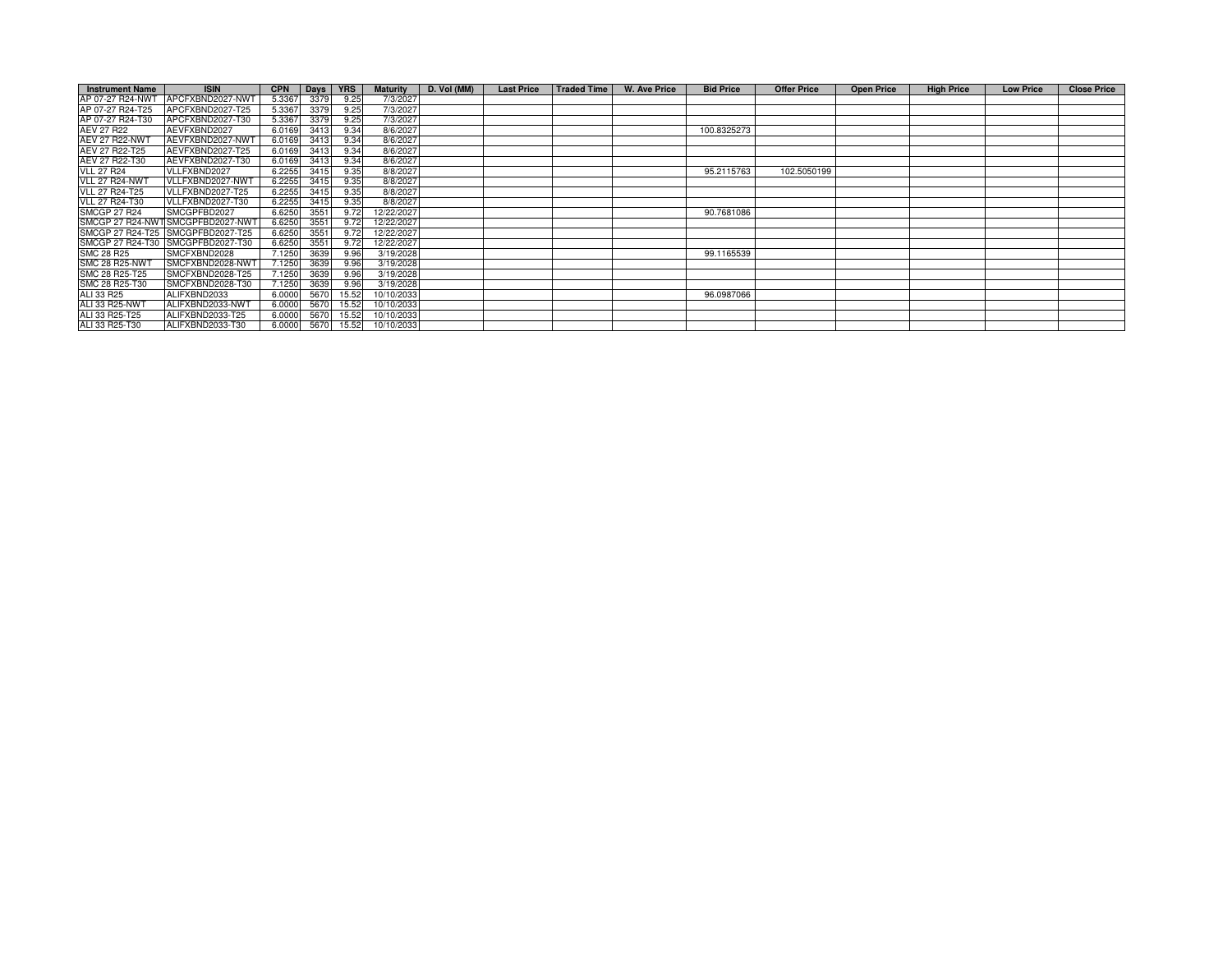| Instrument Name | ISIN | CPN | Days | YRS | Maturity | D. Vol (MM) | Last Price | Traded Time | W. Ave Price | Bid Price | Offer Price | Open Price | High Price | Low Price | Close Price |
|---|---|---|---|---|---|---|---|---|---|---|---|---|---|---|---|
| AP 07-27 R24-NWT | APCFXBND2027-NWT | 5.3367 | 3379 | 9.25 | 7/3/2027 | | | | | | | | | | |
| AP 07-27 R24-T25 | APCFXBND2027-T25 | 5.3367 | 3379 | 9.25 | 7/3/2027 | | | | | | | | | | |
| AP 07-27 R24-T30 | APCFXBND2027-T30 | 5.3367 | 3379 | 9.25 | 7/3/2027 | | | | | | | | | | |
| AEV 27 R22 | AEVFXBND2027 | 6.0169 | 3413 | 9.34 | 8/6/2027 | | | | | 100.8325273 | | | | | |
| AEV 27 R22-NWT | AEVFXBND2027-NWT | 6.0169 | 3413 | 9.34 | 8/6/2027 | | | | | | | | | | |
| AEV 27 R22-T25 | AEVFXBND2027-T25 | 6.0169 | 3413 | 9.34 | 8/6/2027 | | | | | | | | | | |
| AEV 27 R22-T30 | AEVFXBND2027-T30 | 6.0169 | 3413 | 9.34 | 8/6/2027 | | | | | | | | | | |
| VLL 27 R24 | VLLFXBND2027 | 6.2255 | 3415 | 9.35 | 8/8/2027 | | | | | 95.2115763 | 102.5050199 | | | | |
| VLL 27 R24-NWT | VLLFXBND2027-NWT | 6.2255 | 3415 | 9.35 | 8/8/2027 | | | | | | | | | | |
| VLL 27 R24-T25 | VLLFXBND2027-T25 | 6.2255 | 3415 | 9.35 | 8/8/2027 | | | | | | | | | | |
| VLL 27 R24-T30 | VLLFXBND2027-T30 | 6.2255 | 3415 | 9.35 | 8/8/2027 | | | | | | | | | | |
| SMCGP 27 R24 | SMCGPFBD2027 | 6.6250 | 3551 | 9.72 | 12/22/2027 | | | | | 90.7681086 | | | | | |
| SMCGP 27 R24-NWT | SMCGPFBD2027-NWT | 6.6250 | 3551 | 9.72 | 12/22/2027 | | | | | | | | | | |
| SMCGP 27 R24-T25 | SMCGPFBD2027-T25 | 6.6250 | 3551 | 9.72 | 12/22/2027 | | | | | | | | | | |
| SMCGP 27 R24-T30 | SMCGPFBD2027-T30 | 6.6250 | 3551 | 9.72 | 12/22/2027 | | | | | | | | | | |
| SMC 28 R25 | SMCFXBND2028 | 7.1250 | 3639 | 9.96 | 3/19/2028 | | | | | 99.1165539 | | | | | |
| SMC 28 R25-NWT | SMCFXBND2028-NWT | 7.1250 | 3639 | 9.96 | 3/19/2028 | | | | | | | | | | |
| SMC 28 R25-T25 | SMCFXBND2028-T25 | 7.1250 | 3639 | 9.96 | 3/19/2028 | | | | | | | | | | |
| SMC 28 R25-T30 | SMCFXBND2028-T30 | 7.1250 | 3639 | 9.96 | 3/19/2028 | | | | | | | | | | |
| ALI 33 R25 | ALIFXBND2033 | 6.0000 | 5670 | 15.52 | 10/10/2033 | | | | | 96.0987066 | | | | | |
| ALI 33 R25-NWT | ALIFXBND2033-NWT | 6.0000 | 5670 | 15.52 | 10/10/2033 | | | | | | | | | | |
| ALI 33 R25-T25 | ALIFXBND2033-T25 | 6.0000 | 5670 | 15.52 | 10/10/2033 | | | | | | | | | | |
| ALI 33 R25-T30 | ALIFXBND2033-T30 | 6.0000 | 5670 | 15.52 | 10/10/2033 | | | | | | | | | | |